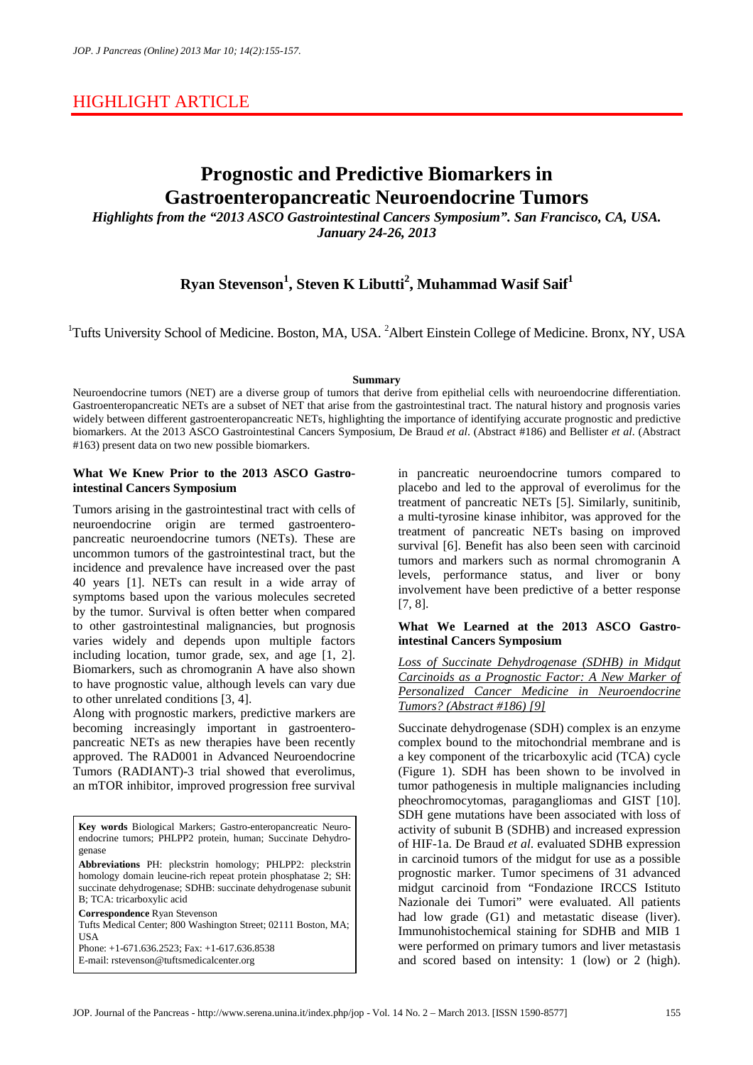HIGHLIGHT ARTICLE

# Prognostic and Predictive Biomarkers in Gastroenteropancreatic Neuroendocrine Tumors

*Highlights from the "2013 ASCO Gastrointestinal Cancers Symposium". San Francisco, CA, USA. January 24-26, 2013*

**Ryan Stevenson[1], Steven K Libutti[2], Muhammad Wasif Saif[1]**

[1]Tufts University School of Medicine. Boston, MA, USA. [2]Albert Einstein College of Medicine. Bronx, NY, USA

**Summary**

Neuroendocrine tumors (NET) are a diverse group of tumors that derive from epithelial cells with neuroendocrine differentiation. Gastroenteropancreatic NETs are a subset of NET that arise from the gastrointestinal tract. The natural history and prognosis varies widely between different gastroenteropancreatic NETs, highlighting the importance of identifying accurate prognostic and predictive biomarkers. At the 2013 ASCO Gastrointestinal Cancers Symposium, De Braud *et al*. (Abstract #186) and Bellister *et al*. (Abstract #163) present data on two new possible biomarkers.

## What We Knew Prior to the 2013 ASCO Gastrointestinal Cancers Symposium

Tumors arising in the gastrointestinal tract with cells of neuroendocrine origin are termed gastroenteropancreatic neuroendocrine tumors (NETs). These are uncommon tumors of the gastrointestinal tract, but the incidence and prevalence have increased over the past 40 years [1]. NETs can result in a wide array of symptoms based upon the various molecules secreted by the tumor. Survival is often better when compared to other gastrointestinal malignancies, but prognosis varies widely and depends upon multiple factors including location, tumor grade, sex, and age [1, 2]. Biomarkers, such as chromogranin A have also shown to have prognostic value, although levels can vary due to other unrelated conditions [3, 4].

Along with prognostic markers, predictive markers are becoming increasingly important in gastroenteropancreatic NETs as new therapies have been recently approved. The RAD001 in Advanced Neuroendocrine Tumors (RADIANT)-3 trial showed that everolimus, an mTOR inhibitor, improved progression free survival in pancreatic neuroendocrine tumors compared to placebo and led to the approval of everolimus for the treatment of pancreatic NETs [5]. Similarly, sunitinib, a multi-tyrosine kinase inhibitor, was approved for the treatment of pancreatic NETs basing on improved survival [6]. Benefit has also been seen with carcinoid tumors and markers such as normal chromogranin A levels, performance status, and liver or bony involvement have been predictive of a better response [7, 8].

**Key words** Biological Markers; Gastro-enteropancreatic Neuroendocrine tumors; PHLPP2 protein, human; Succinate Dehydrogenase

**Abbreviations** PH: pleckstrin homology; PHLPP2: pleckstrin homology domain leucine-rich repeat protein phosphatase 2; SH: succinate dehydrogenase; SDHB: succinate dehydrogenase subunit B; TCA: tricarboxylic acid

**Correspondence** Ryan Stevenson
Tufts Medical Center; 800 Washington Street; 02111 Boston, MA; USA
Phone: +1-671.636.2523; Fax: +1-617.636.8538
E-mail: rstevenson@tuftsmedicalcenter.org

## What We Learned at the 2013 ASCO Gastrointestinal Cancers Symposium

### Loss of Succinate Dehydrogenase (SDHB) in Midgut Carcinoids as a Prognostic Factor: A New Marker of Personalized Cancer Medicine in Neuroendocrine Tumors? (Abstract #186) [9]

Succinate dehydrogenase (SDH) complex is an enzyme complex bound to the mitochondrial membrane and is a key component of the tricarboxylic acid (TCA) cycle (Figure 1). SDH has been shown to be involved in tumor pathogenesis in multiple malignancies including pheochromocytomas, paragangliomas and GIST [10]. SDH gene mutations have been associated with loss of activity of subunit B (SDHB) and increased expression of HIF-1a. De Braud *et al*. evaluated SDHB expression in carcinoid tumors of the midgut for use as a possible prognostic marker. Tumor specimens of 31 advanced midgut carcinoid from "Fondazione IRCCS Istituto Nazionale dei Tumori" were evaluated. All patients had low grade (G1) and metastatic disease (liver). Immunohistochemical staining for SDHB and MIB 1 were performed on primary tumors and liver metastasis and scored based on intensity: 1 (low) or 2 (high).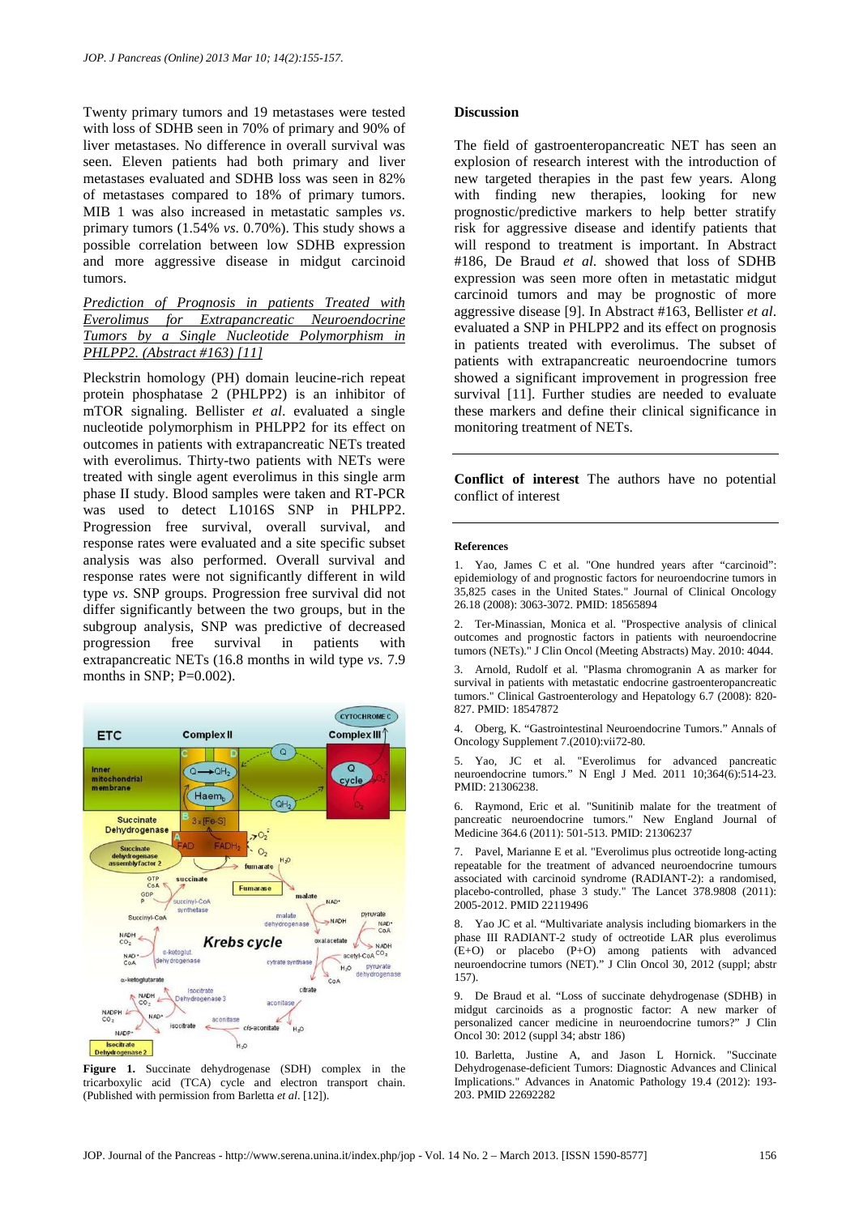Twenty primary tumors and 19 metastases were tested with loss of SDHB seen in 70% of primary and 90% of liver metastases. No difference in overall survival was seen. Eleven patients had both primary and liver metastases evaluated and SDHB loss was seen in 82% of metastases compared to 18% of primary tumors. MIB 1 was also increased in metastatic samples *vs*. primary tumors (1.54% *vs*. 0.70%). This study shows a possible correlation between low SDHB expression and more aggressive disease in midgut carcinoid tumors.

*Prediction of Prognosis in patients Treated with Everolimus for Extrapancreatic Neuroendocrine Tumors by a Single Nucleotide Polymorphism in PHLPP2. (Abstract #163) [11]*

Pleckstrin homology (PH) domain leucine-rich repeat protein phosphatase 2 (PHLPP2) is an inhibitor of mTOR signaling. Bellister *et al*. evaluated a single nucleotide polymorphism in PHLPP2 for its effect on outcomes in patients with extrapancreatic NETs treated with everolimus. Thirty-two patients with NETs were treated with single agent everolimus in this single arm phase II study. Blood samples were taken and RT-PCR was used to detect L1016S SNP in PHLPP2. Progression free survival, overall survival, and response rates were evaluated and a site specific subset analysis was also performed. Overall survival and response rates were not significantly different in wild type *vs*. SNP groups. Progression free survival did not differ significantly between the two groups, but in the subgroup analysis, SNP was predictive of decreased progression free survival in patients with extrapancreatic NETs (16.8 months in wild type *vs*. 7.9 months in SNP; P=0.002).

**Figure 1.** Succinate dehydrogenase (SDH) complex in the tricarboxylic acid (TCA) cycle and electron transport chain. (Published with permission from Barletta *et al*. [12]).

## Discussion

The field of gastroenteropancreatic NET has seen an explosion of research interest with the introduction of new targeted therapies in the past few years. Along with finding new therapies, looking for new prognostic/predictive markers to help better stratify risk for aggressive disease and identify patients that will respond to treatment is important. In Abstract #186, De Braud *et al.* showed that loss of SDHB expression was seen more often in metastatic midgut carcinoid tumors and may be prognostic of more aggressive disease [9]. In Abstract #163, Bellister *et al*. evaluated a SNP in PHLPP2 and its effect on prognosis in patients treated with everolimus. The subset of patients with extrapancreatic neuroendocrine tumors showed a significant improvement in progression free survival [11]. Further studies are needed to evaluate these markers and define their clinical significance in monitoring treatment of NETs.

**Conflict of interest** The authors have no potential conflict of interest

#### References

1. Yao, James C et al. "One hundred years after "carcinoid": epidemiology of and prognostic factors for neuroendocrine tumors in 35,825 cases in the United States." Journal of Clinical Oncology 26.18 (2008): 3063-3072. PMID: 18565894

2. Ter-Minassian, Monica et al. "Prospective analysis of clinical outcomes and prognostic factors in patients with neuroendocrine tumors (NETs)." J Clin Oncol (Meeting Abstracts) May. 2010: 4044.

3. Arnold, Rudolf et al. "Plasma chromogranin A as marker for survival in patients with metastatic endocrine gastroenteropancreatic tumors." Clinical Gastroenterology and Hepatology 6.7 (2008): 820-827. PMID: 18547872

4. Oberg, K. "Gastrointestinal Neuroendocrine Tumors." Annals of Oncology Supplement 7.(2010):vii72-80.

5. Yao, JC et al. "Everolimus for advanced pancreatic neuroendocrine tumors." N Engl J Med. 2011 10;364(6):514-23. PMID: 21306238.

6. Raymond, Eric et al. "Sunitinib malate for the treatment of pancreatic neuroendocrine tumors." New England Journal of Medicine 364.6 (2011): 501-513. PMID: 21306237

7. Pavel, Marianne E et al. "Everolimus plus octreotide long-acting repeatable for the treatment of advanced neuroendocrine tumours associated with carcinoid syndrome (RADIANT-2): a randomised, placebo-controlled, phase 3 study." The Lancet 378.9808 (2011): 2005-2012. PMID 22119496

8. Yao JC et al. "Multivariate analysis including biomarkers in the phase III RADIANT-2 study of octreotide LAR plus everolimus (E+O) or placebo (P+O) among patients with advanced neuroendocrine tumors (NET)." J Clin Oncol 30, 2012 (suppl; abstr 157).

9. De Braud et al. "Loss of succinate dehydrogenase (SDHB) in midgut carcinoids as a prognostic factor: A new marker of personalized cancer medicine in neuroendocrine tumors?" J Clin Oncol 30: 2012 (suppl 34; abstr 186)

10. Barletta, Justine A, and Jason L Hornick. "Succinate Dehydrogenase-deficient Tumors: Diagnostic Advances and Clinical Implications." Advances in Anatomic Pathology 19.4 (2012): 193-203. PMID 22692282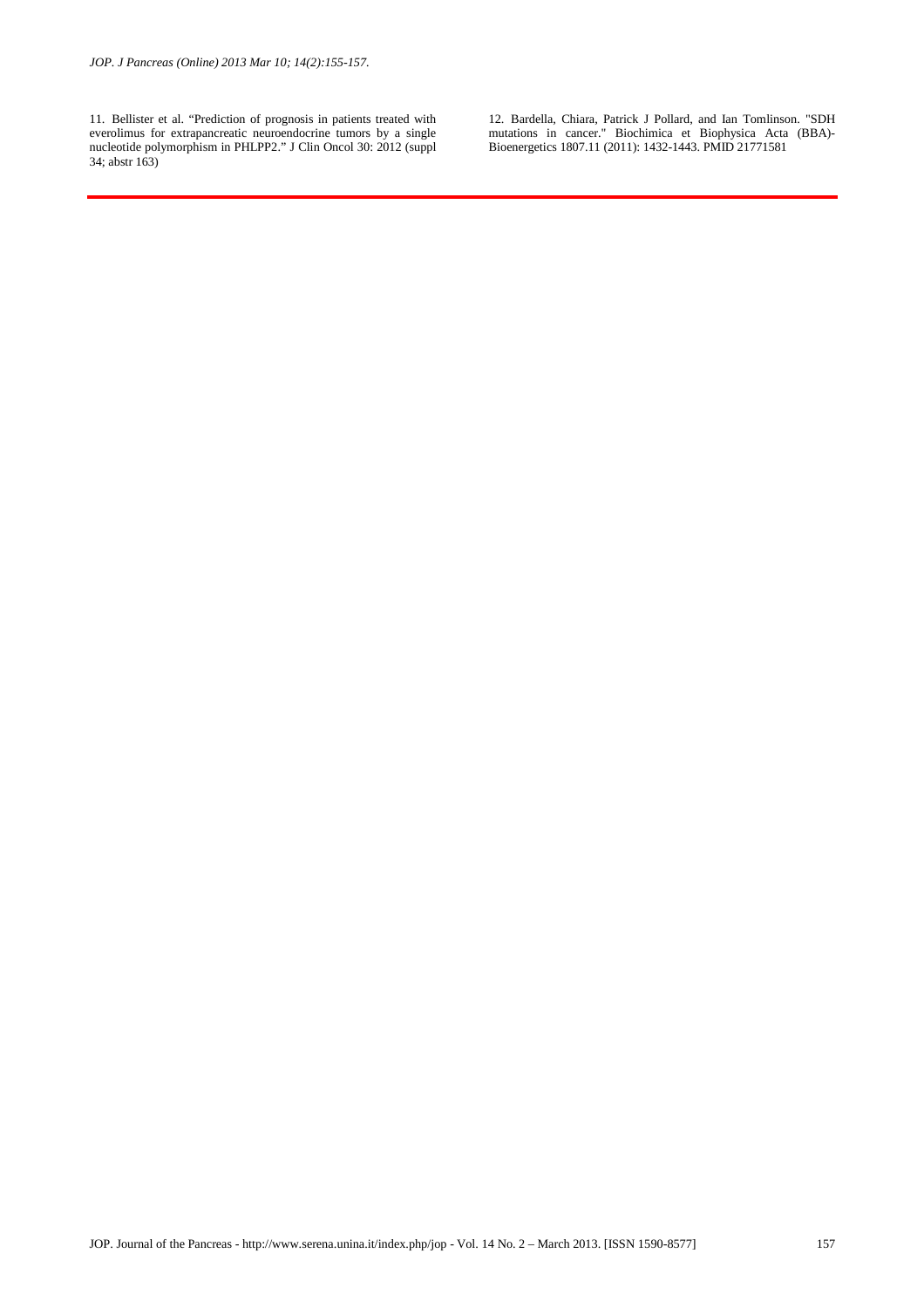11. Bellister et al. "Prediction of prognosis in patients treated with everolimus for extrapancreatic neuroendocrine tumors by a single nucleotide polymorphism in PHLPP2." J Clin Oncol 30: 2012 (suppl 34; abstr 163)

12. Bardella, Chiara, Patrick J Pollard, and Ian Tomlinson. "SDH mutations in cancer." Biochimica et Biophysica Acta (BBA)-Bioenergetics 1807.11 (2011): 1432-1443. PMID 21771581